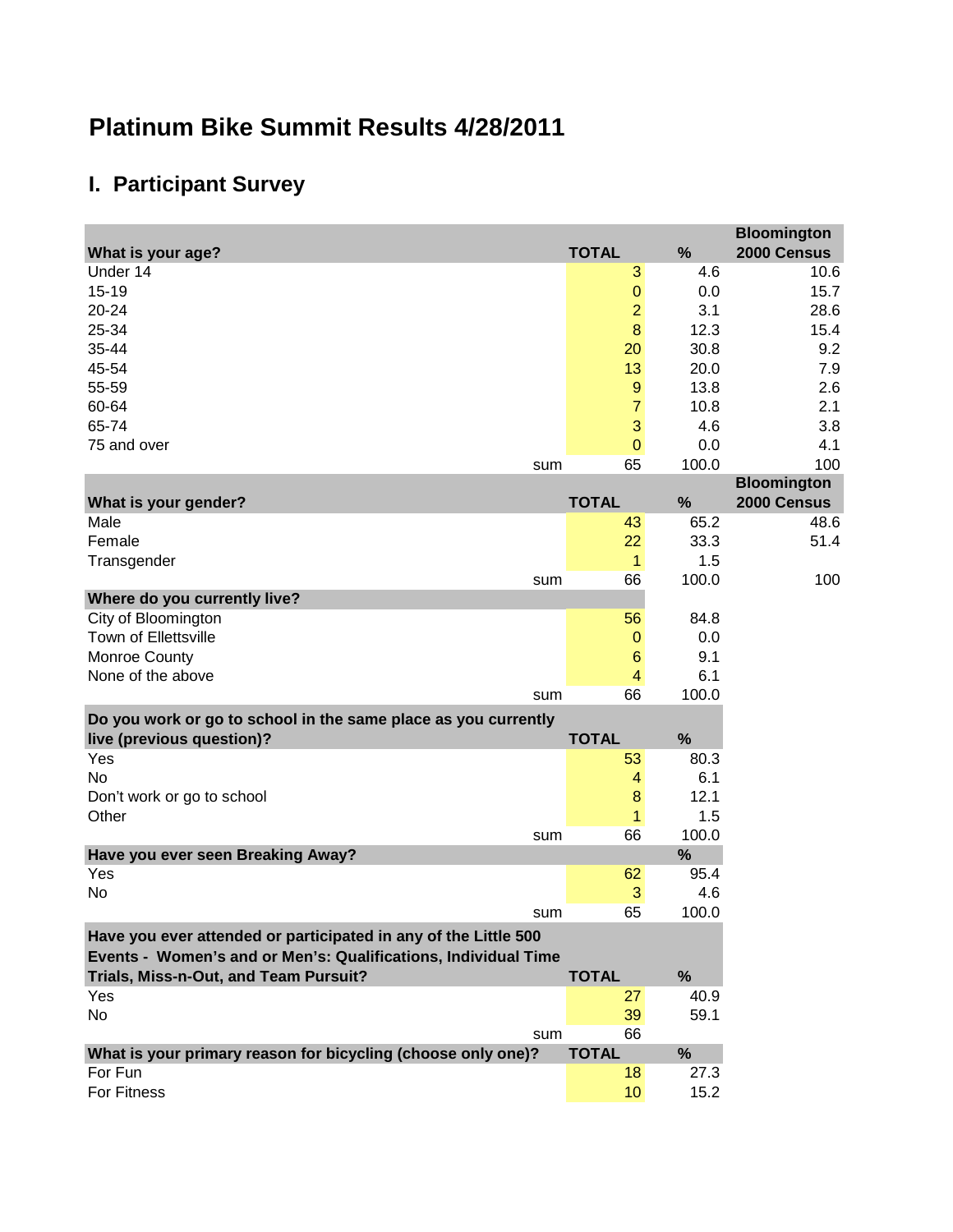# Platinum Bike Summit Results 4/28/2011

## I. Participant Survey

| What is your age? | TOTAL | % | Bloomington 2000 Census |
|---|---|---|---|
| Under 14 | 3 | 4.6 | 10.6 |
| 15-19 | 0 | 0.0 | 15.7 |
| 20-24 | 2 | 3.1 | 28.6 |
| 25-34 | 8 | 12.3 | 15.4 |
| 35-44 | 20 | 30.8 | 9.2 |
| 45-54 | 13 | 20.0 | 7.9 |
| 55-59 | 9 | 13.8 | 2.6 |
| 60-64 | 7 | 10.8 | 2.1 |
| 65-74 | 3 | 4.6 | 3.8 |
| 75 and over | 0 | 0.0 | 4.1 |
| sum | 65 | 100.0 | 100 |

| What is your gender? | TOTAL | % | Bloomington 2000 Census |
|---|---|---|---|
| Male | 43 | 65.2 | 48.6 |
| Female | 22 | 33.3 | 51.4 |
| Transgender | 1 | 1.5 | |
| sum | 66 | 100.0 | 100 |

| Where do you currently live? | | |
|---|---|---|
| City of Bloomington | 56 | 84.8 |
| Town of Ellettsville | 0 | 0.0 |
| Monroe County | 6 | 9.1 |
| None of the above | 4 | 6.1 |
| sum | 66 | 100.0 |

| Do you work or go to school in the same place as you currently live (previous question)? | TOTAL | % |
|---|---|---|
| Yes | 53 | 80.3 |
| No | 4 | 6.1 |
| Don't work or go to school | 8 | 12.1 |
| Other | 1 | 1.5 |
| sum | 66 | 100.0 |

| Have you ever seen Breaking Away? | | % |
|---|---|---|
| Yes | 62 | 95.4 |
| No | 3 | 4.6 |
| sum | 65 | 100.0 |

| Have you ever attended or participated in any of the Little 500 Events - Women's and or Men's: Qualifications, Individual Time Trials, Miss-n-Out, and Team Pursuit? | TOTAL | % |
|---|---|---|
| Yes | 27 | 40.9 |
| No | 39 | 59.1 |
| sum | 66 | |

| What is your primary reason for bicycling (choose only one)? | TOTAL | % |
|---|---|---|
| For Fun | 18 | 27.3 |
| For Fitness | 10 | 15.2 |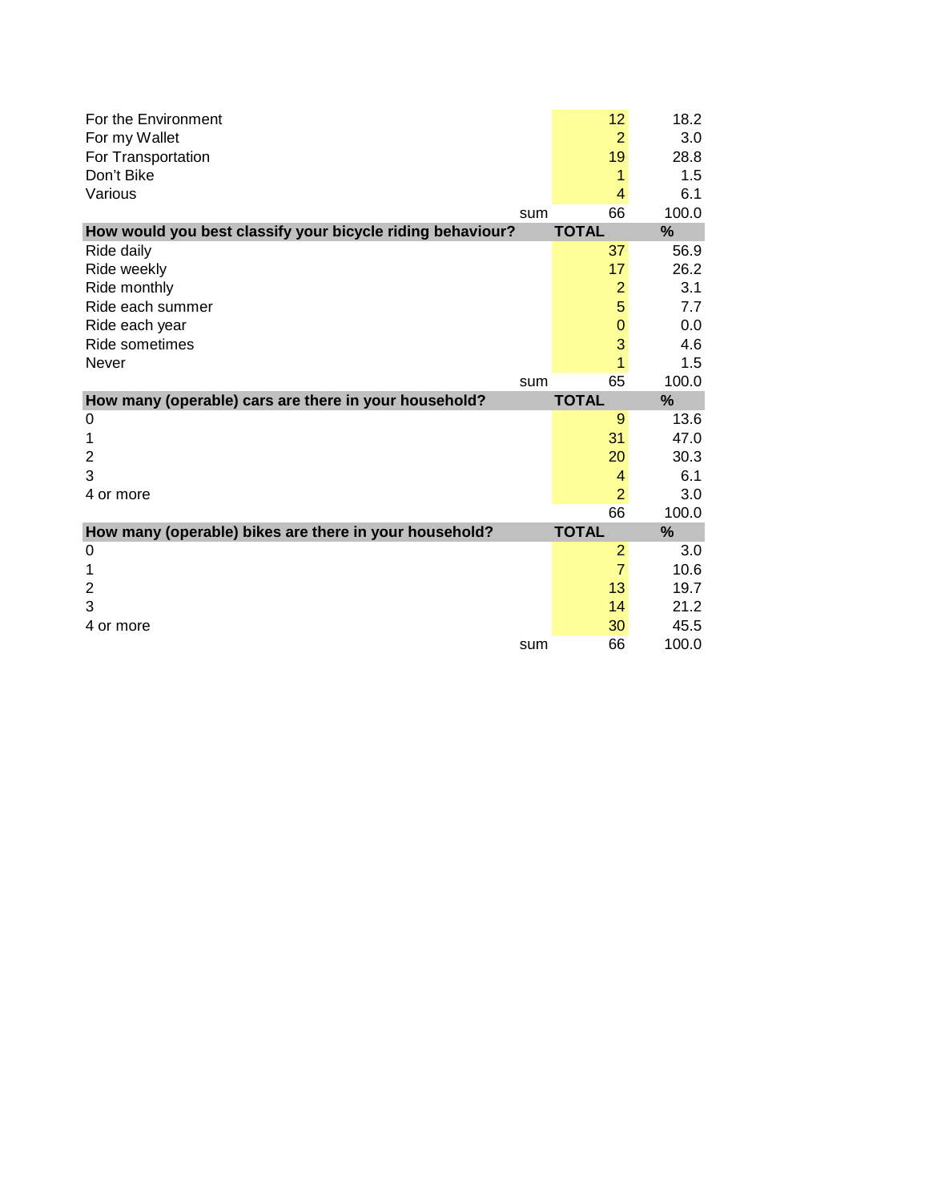| | TOTAL | % |
|---|---|---|
| For the Environment | 12 | 18.2 |
| For my Wallet | 2 | 3.0 |
| For Transportation | 19 | 28.8 |
| Don't Bike | 1 | 1.5 |
| Various | 4 | 6.1 |
| sum | 66 | 100.0 |

| How would you best classify your bicycle riding behaviour? | TOTAL | % |
|---|---|---|
| Ride daily | 37 | 56.9 |
| Ride weekly | 17 | 26.2 |
| Ride monthly | 2 | 3.1 |
| Ride each summer | 5 | 7.7 |
| Ride each year | 0 | 0.0 |
| Ride sometimes | 3 | 4.6 |
| Never | 1 | 1.5 |
| sum | 65 | 100.0 |

| How many (operable) cars are there in your household? | TOTAL | % |
|---|---|---|
| 0 | 9 | 13.6 |
| 1 | 31 | 47.0 |
| 2 | 20 | 30.3 |
| 3 | 4 | 6.1 |
| 4 or more | 2 | 3.0 |
| | 66 | 100.0 |

| How many (operable) bikes are there in your household? | TOTAL | % |
|---|---|---|
| 0 | 2 | 3.0 |
| 1 | 7 | 10.6 |
| 2 | 13 | 19.7 |
| 3 | 14 | 21.2 |
| 4 or more | 30 | 45.5 |
| sum | 66 | 100.0 |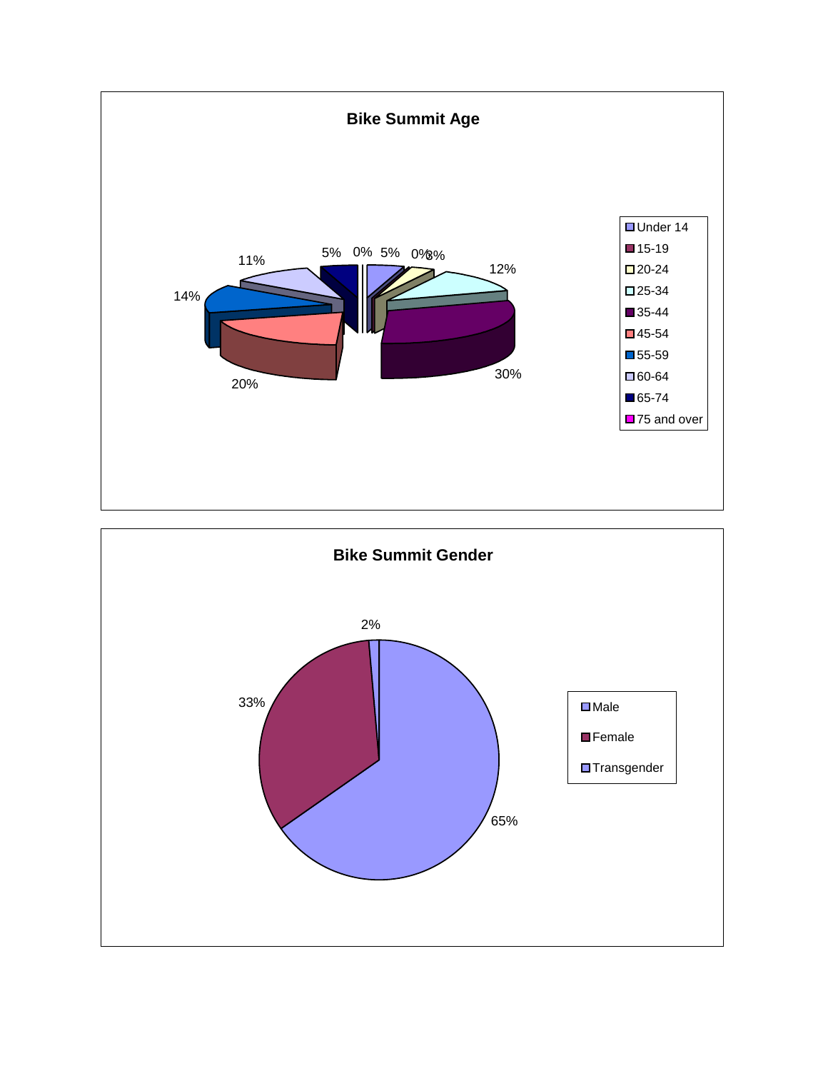## Bike Summit Age

| Age | Percentage |
|---|---|
| Under 14 | 5% |
| 15-19 | 0% |
| 20-24 | 3% |
| 25-34 | 12% |
| 35-44 | 30% |
| 45-54 | 20% |
| 55-59 | 14% |
| 60-64 | 11% |
| 65-74 | 5% |
| 75 and over | 0% |

## Bike Summit Gender

| Gender | Percentage |
|---|---|
| Male | 65% |
| Female | 33% |
| Transgender | 2% |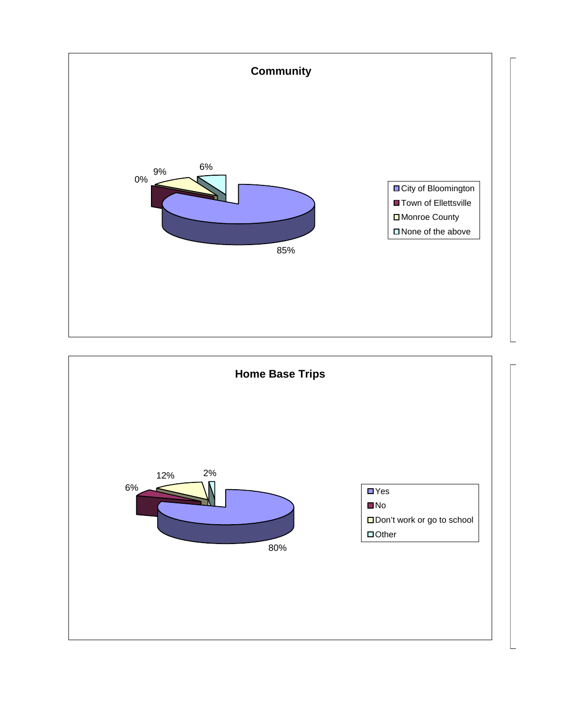## Community

| Community | Percent |
|---|---|
| City of Bloomington | 85% |
| Town of Ellettsville | 0% |
| Monroe County | 9% |
| None of the above | 6% |

## Home Base Trips

| Home Base Trips | Percent |
|---|---|
| Yes | 80% |
| No | 6% |
| Don't work or go to school | 12% |
| Other | 2% |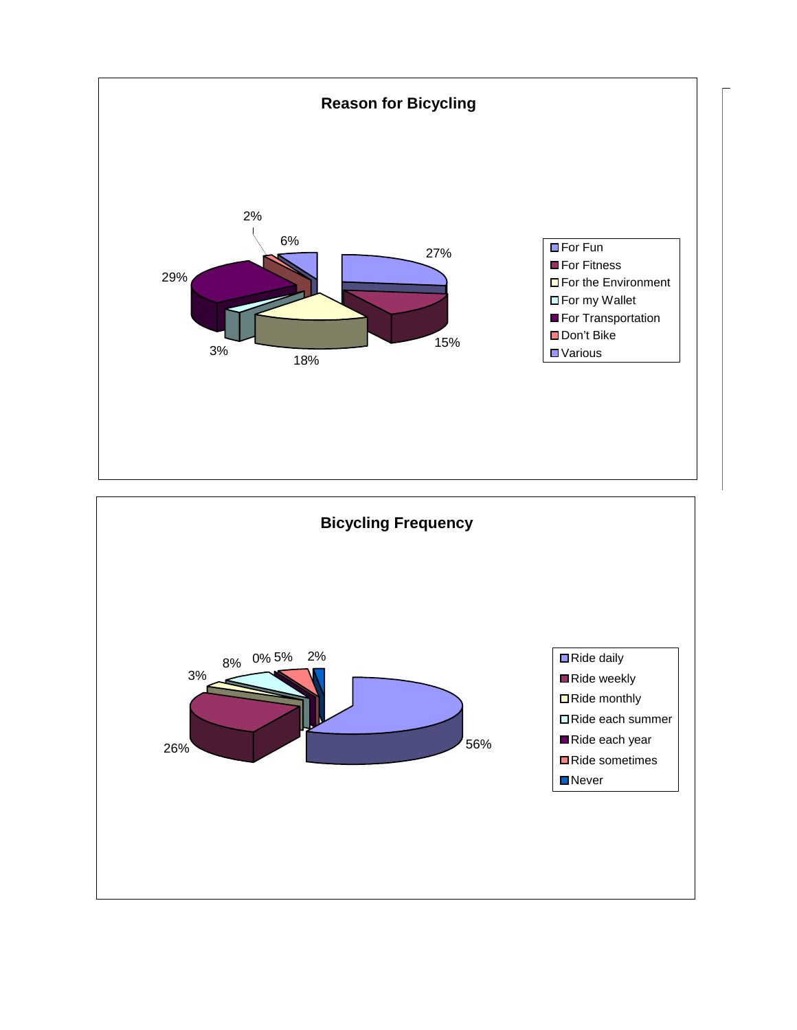## Reason for Bicycling

| Reason | Percentage |
|---|---|
| For Fun | 27% |
| For Fitness | 15% |
| For the Environment | 18% |
| For my Wallet | 3% |
| For Transportation | 29% |
| Don't Bike | 2% |
| Various | 6% |

## Bicycling Frequency

| Frequency | Percentage |
|---|---|
| Ride daily | 56% |
| Ride weekly | 26% |
| Ride monthly | 3% |
| Ride each summer | 8% |
| Ride each year | 0% |
| Ride sometimes | 5% |
| Never | 2% |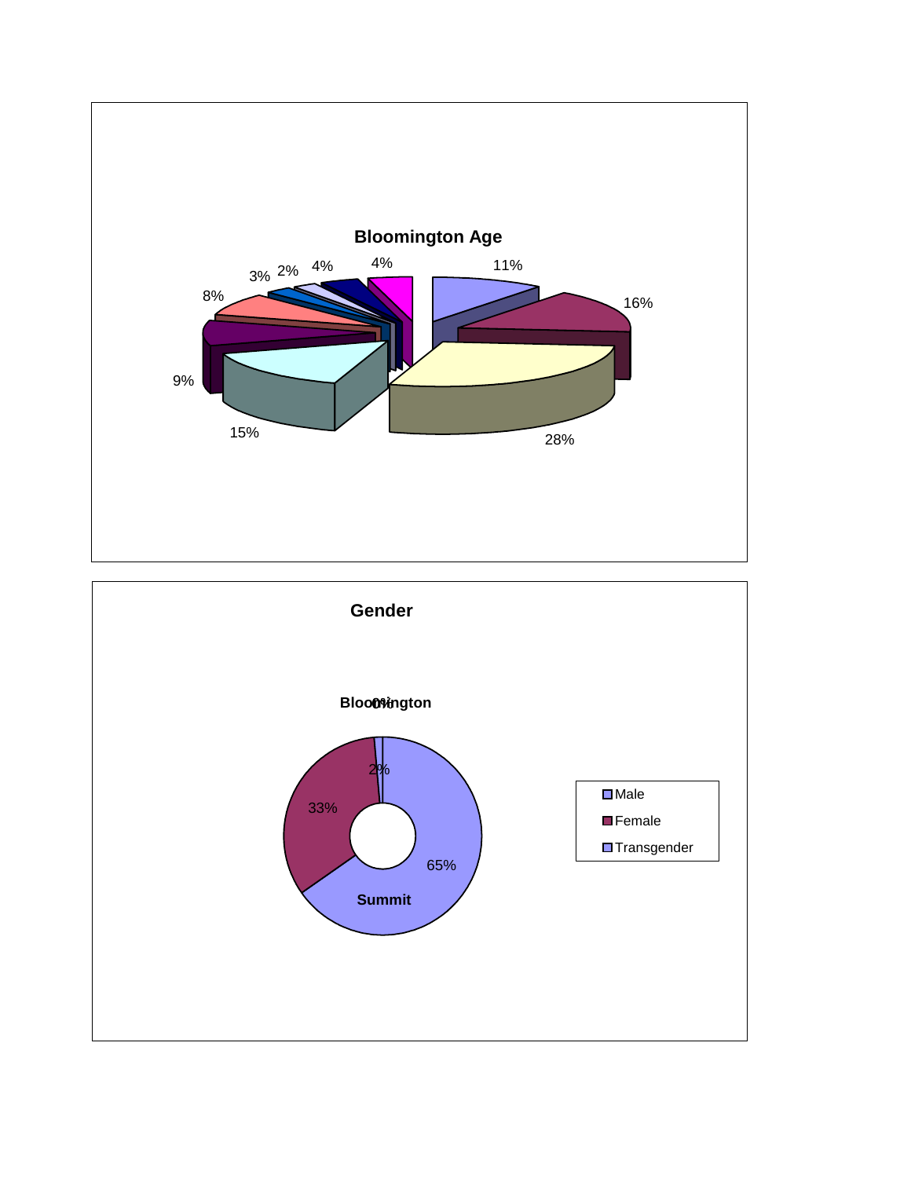**Bloomington Age**

11% | 16% | 28% | 15% | 9% | 8% | 3% | 2% | 4% | 4%

**Gender**

**Bloomington**

0%

2%

33%

65%

**Summit**

- Male
- Female
- Transgender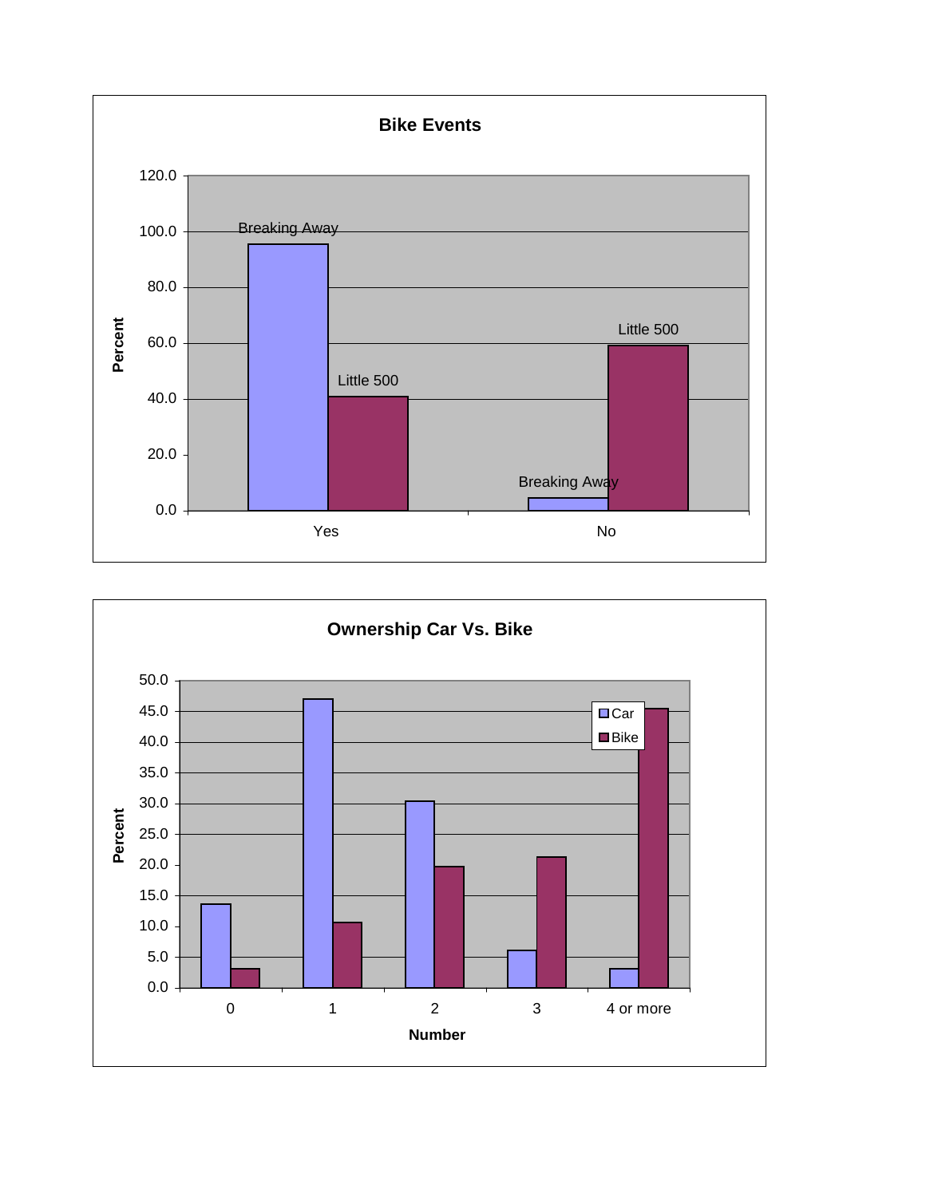**Bike Events**

Percent

| | Yes | No |
|---|---|---|
| Breaking Away | ~95 | ~4.5 |
| Little 500 | ~41 | ~59 |

**Ownership Car Vs. Bike**

Percent / Number

| Number | Car | Bike |
|---|---|---|
| 0 | ~13.6 | ~3.1 |
| 1 | ~47.0 | ~10.6 |
| 2 | ~30.3 | ~19.7 |
| 3 | ~6.1 | ~21.2 |
| 4 or more | ~3.1 | ~45.4 |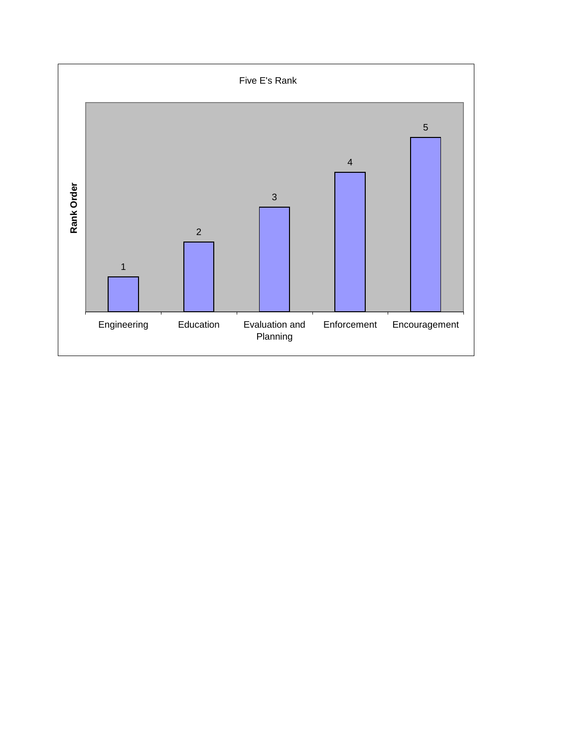Five E's Rank

| | Rank Order |
|---|---|
| Engineering | 1 |
| Education | 2 |
| Evaluation and Planning | 3 |
| Enforcement | 4 |
| Encouragement | 5 |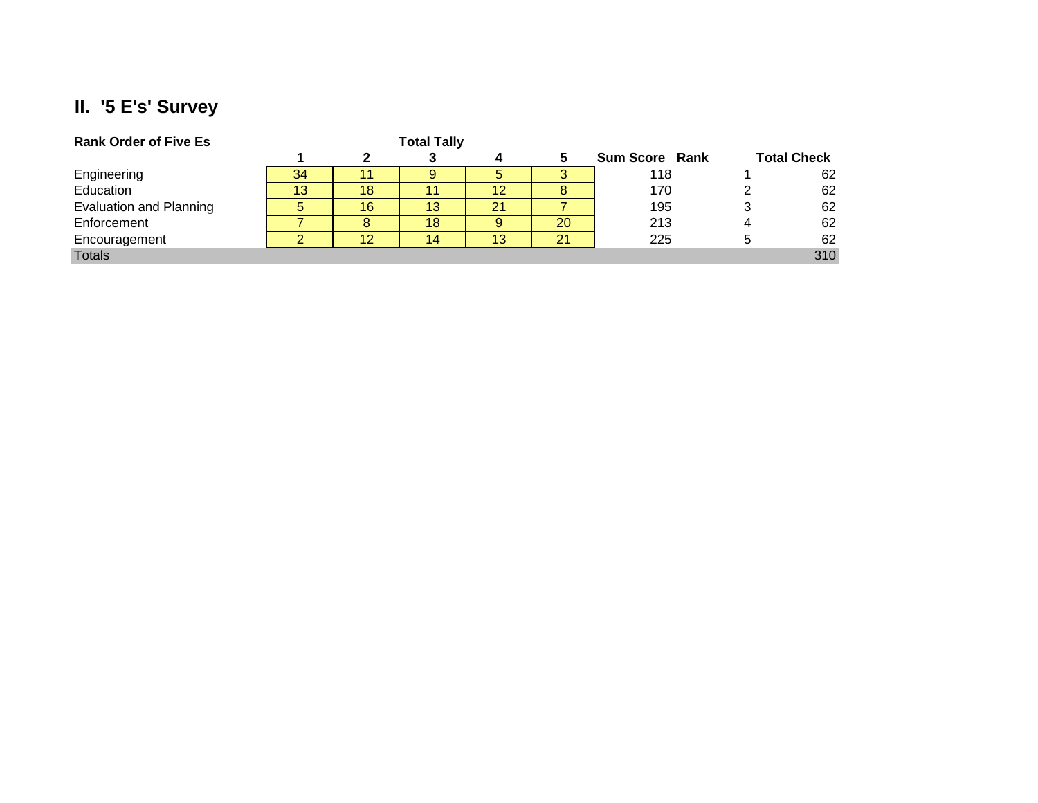## II. '5 E's' Survey

| Rank Order of Five Es | Total Tally | | | | | | | |
|---|---|---|---|---|---|---|---|---|
| | 1 | 2 | 3 | 4 | 5 | Sum Score | Rank | Total Check |
| Engineering | 34 | 11 | 9 | 5 | 3 | 118 | 1 | 62 |
| Education | 13 | 18 | 11 | 12 | 8 | 170 | 2 | 62 |
| Evaluation and Planning | 5 | 16 | 13 | 21 | 7 | 195 | 3 | 62 |
| Enforcement | 7 | 8 | 18 | 9 | 20 | 213 | 4 | 62 |
| Encouragement | 2 | 12 | 14 | 13 | 21 | 225 | 5 | 62 |
| Totals | | | | | | | | 310 |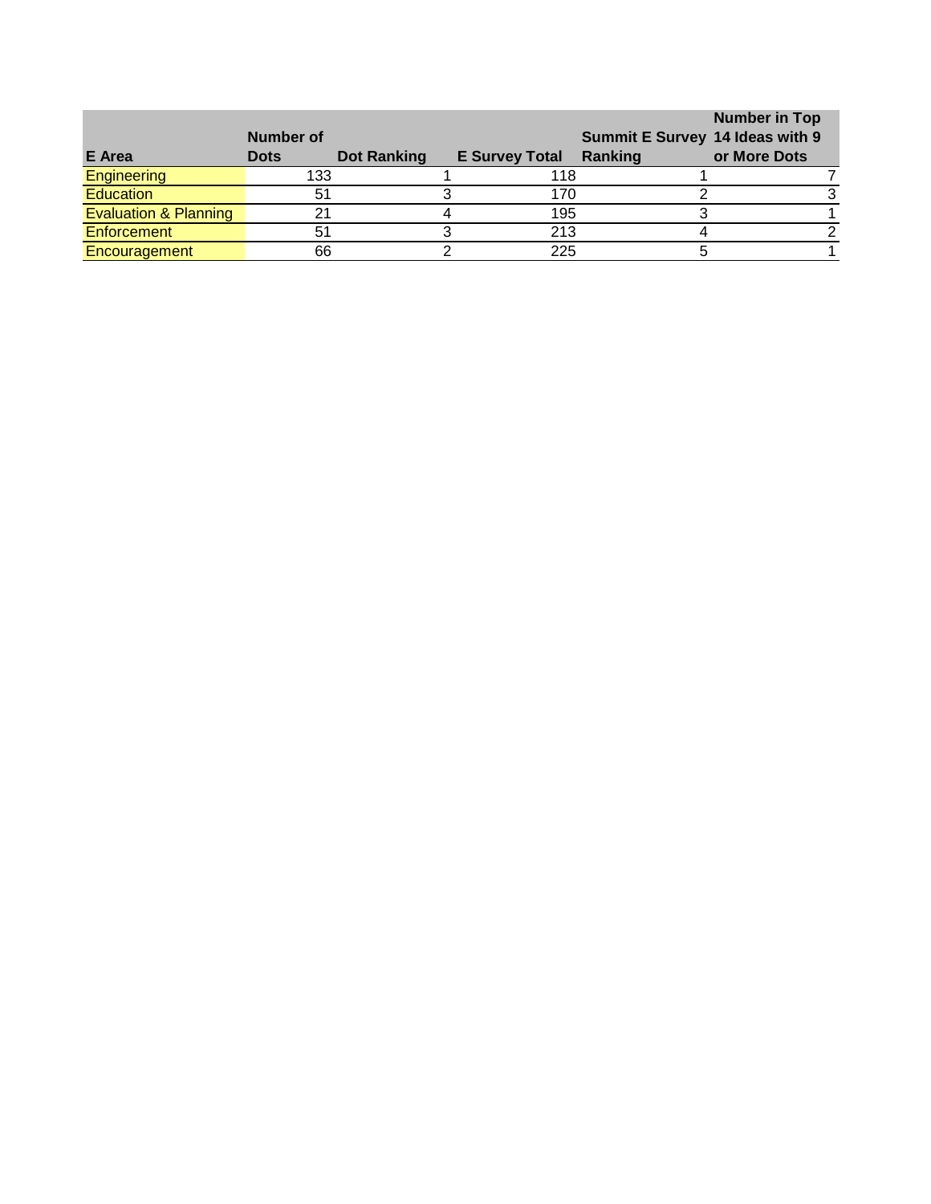| E Area | Number of Dots | Dot Ranking | E Survey Total | Summit E Survey Ranking | Number in Top 14 Ideas with 9 or More Dots |
| --- | --- | --- | --- | --- | --- |
| Engineering | 133 | 1 | 118 | 1 | 7 |
| Education | 51 | 3 | 170 | 2 | 3 |
| Evaluation & Planning | 21 | 4 | 195 | 3 | 1 |
| Enforcement | 51 | 3 | 213 | 4 | 2 |
| Encouragement | 66 | 2 | 225 | 5 | 1 |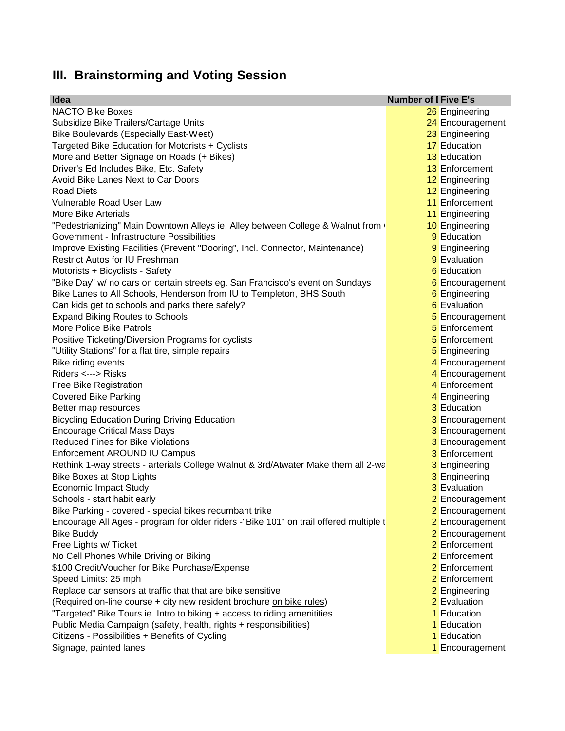## III. Brainstorming and Voting Session

| Idea | Number of I | Five E's |
|---|---|---|
| NACTO Bike Boxes | 26 | Engineering |
| Subsidize Bike Trailers/Cartage Units | 24 | Encouragement |
| Bike Boulevards (Especially East-West) | 23 | Engineering |
| Targeted Bike Education for Motorists + Cyclists | 17 | Education |
| More and Better Signage on Roads (+ Bikes) | 13 | Education |
| Driver's Ed Includes Bike, Etc. Safety | 13 | Enforcement |
| Avoid Bike Lanes Next to Car Doors | 12 | Engineering |
| Road Diets | 12 | Engineering |
| Vulnerable Road User Law | 11 | Enforcement |
| More Bike Arterials | 11 | Engineering |
| "Pedestrianizing" Main Downtown Alleys ie. Alley between College & Walnut from ( | 10 | Engineering |
| Government - Infrastructure Possibilities | 9 | Education |
| Improve Existing Facilities (Prevent "Dooring", Incl. Connector, Maintenance) | 9 | Engineering |
| Restrict Autos for IU Freshman | 9 | Evaluation |
| Motorists + Bicyclists - Safety | 6 | Education |
| "Bike Day" w/ no cars on certain streets eg. San Francisco's event on Sundays | 6 | Encouragement |
| Bike Lanes to All Schools, Henderson from IU to Templeton, BHS South | 6 | Engineering |
| Can kids get to schools and parks there safely? | 6 | Evaluation |
| Expand Biking Routes to Schools | 5 | Encouragement |
| More Police Bike Patrols | 5 | Enforcement |
| Positive Ticketing/Diversion Programs for cyclists | 5 | Enforcement |
| "Utility Stations" for a flat tire, simple repairs | 5 | Engineering |
| Bike riding events | 4 | Encouragement |
| Riders <---> Risks | 4 | Encouragement |
| Free Bike Registration | 4 | Enforcement |
| Covered Bike Parking | 4 | Engineering |
| Better map resources | 3 | Education |
| Bicycling Education During Driving Education | 3 | Encouragement |
| Encourage Critical Mass Days | 3 | Encouragement |
| Reduced Fines for Bike Violations | 3 | Encouragement |
| Enforcement AROUND IU Campus | 3 | Enforcement |
| Rethink 1-way streets - arterials College Walnut & 3rd/Atwater Make them all 2-wa | 3 | Engineering |
| Bike Boxes at Stop Lights | 3 | Engineering |
| Economic Impact Study | 3 | Evaluation |
| Schools - start habit early | 2 | Encouragement |
| Bike Parking - covered - special bikes recumbant trike | 2 | Encouragement |
| Encourage All Ages - program for older riders -"Bike 101" on trail offered multiple t | 2 | Encouragement |
| Bike Buddy | 2 | Encouragement |
| Free Lights w/ Ticket | 2 | Enforcement |
| No Cell Phones While Driving or Biking | 2 | Enforcement |
| $100 Credit/Voucher for Bike Purchase/Expense | 2 | Enforcement |
| Speed Limits: 25 mph | 2 | Enforcement |
| Replace car sensors at traffic that that are bike sensitive | 2 | Engineering |
| (Required on-line course + city new resident brochure on bike rules) | 2 | Evaluation |
| "Targeted" Bike Tours ie. Intro to biking + access to riding amenitities | 1 | Education |
| Public Media Campaign (safety, health, rights + responsibilities) | 1 | Education |
| Citizens - Possibilities + Benefits of Cycling | 1 | Education |
| Signage, painted lanes | 1 | Encouragement |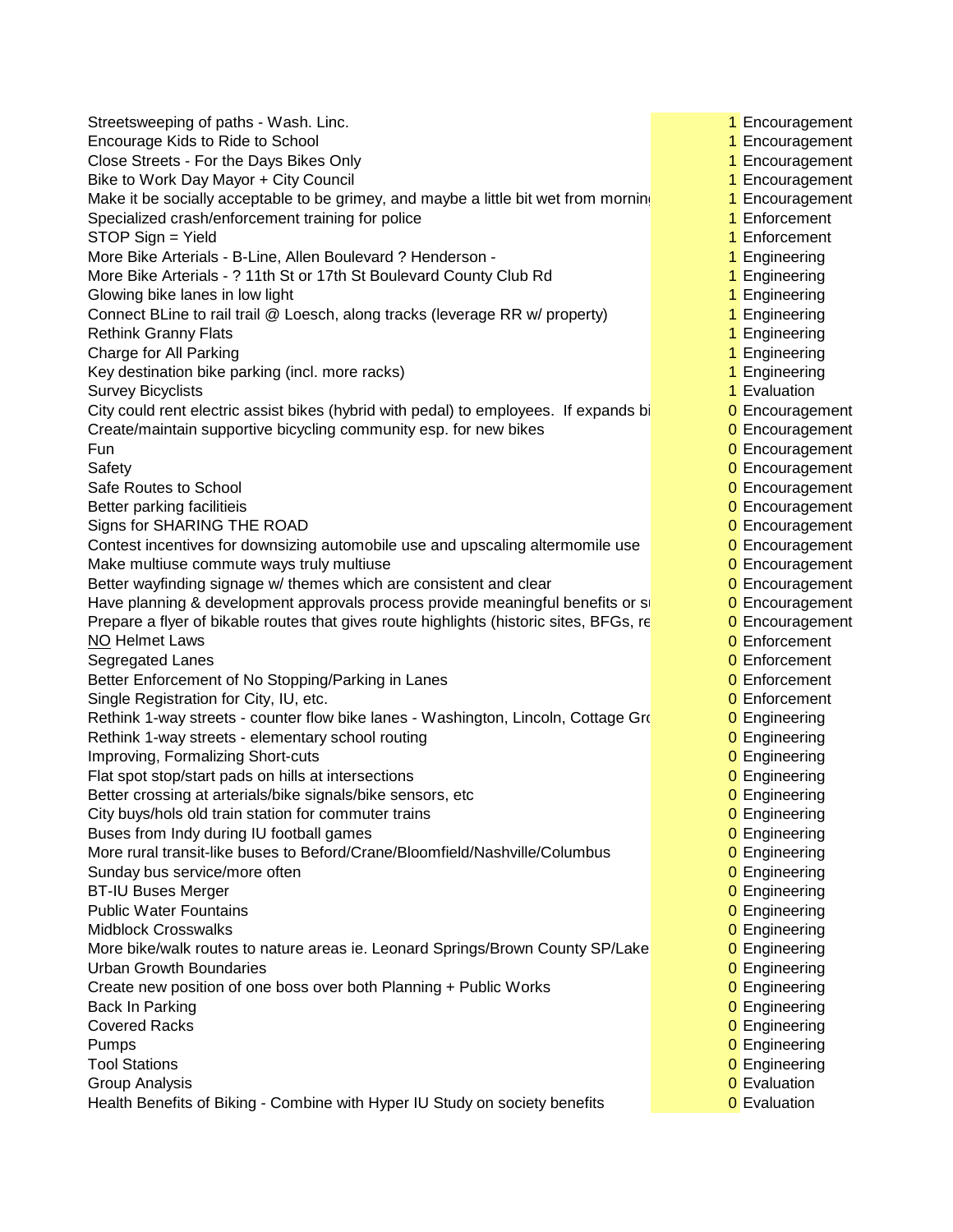| | | |
|---|---|---|
| Streetsweeping of paths - Wash. Linc. | 1 | Encouragement |
| Encourage Kids to Ride to School | 1 | Encouragement |
| Close Streets - For the Days Bikes Only | 1 | Encouragement |
| Bike to Work Day Mayor + City Council | 1 | Encouragement |
| Make it be socially acceptable to be grimey, and maybe a little bit wet from morning | 1 | Encouragement |
| Specialized crash/enforcement training for police | 1 | Enforcement |
| STOP Sign = Yield | 1 | Enforcement |
| More Bike Arterials - B-Line, Allen Boulevard ? Henderson - | 1 | Engineering |
| More Bike Arterials - ? 11th St or 17th St Boulevard County Club Rd | 1 | Engineering |
| Glowing bike lanes in low light | 1 | Engineering |
| Connect BLine to rail trail @ Loesch, along tracks (leverage RR w/ property) | 1 | Engineering |
| Rethink Granny Flats | 1 | Engineering |
| Charge for All Parking | 1 | Engineering |
| Key destination bike parking (incl. more racks) | 1 | Engineering |
| Survey Bicyclists | 1 | Evaluation |
| City could rent electric assist bikes (hybrid with pedal) to employees. If expands bi | 0 | Encouragement |
| Create/maintain supportive bicycling community esp. for new bikes | 0 | Encouragement |
| Fun | 0 | Encouragement |
| Safety | 0 | Encouragement |
| Safe Routes to School | 0 | Encouragement |
| Better parking facilitieis | 0 | Encouragement |
| Signs for SHARING THE ROAD | 0 | Encouragement |
| Contest incentives for downsizing automobile use and upscaling altermomile use | 0 | Encouragement |
| Make multiuse commute ways truly multiuse | 0 | Encouragement |
| Better wayfinding signage w/ themes which are consistent and clear | 0 | Encouragement |
| Have planning & development approvals process provide meaningful benefits or s | 0 | Encouragement |
| Prepare a flyer of bikable routes that gives route highlights (historic sites, BFGs, re | 0 | Encouragement |
| NO Helmet Laws | 0 | Enforcement |
| Segregated Lanes | 0 | Enforcement |
| Better Enforcement of No Stopping/Parking in Lanes | 0 | Enforcement |
| Single Registration for City, IU, etc. | 0 | Enforcement |
| Rethink 1-way streets - counter flow bike lanes - Washington, Lincoln, Cottage Gro | 0 | Engineering |
| Rethink 1-way streets - elementary school routing | 0 | Engineering |
| Improving, Formalizing Short-cuts | 0 | Engineering |
| Flat spot stop/start pads on hills at intersections | 0 | Engineering |
| Better crossing at arterials/bike signals/bike sensors, etc | 0 | Engineering |
| City buys/hols old train station for commuter trains | 0 | Engineering |
| Buses from Indy during IU football games | 0 | Engineering |
| More rural transit-like buses to Beford/Crane/Bloomfield/Nashville/Columbus | 0 | Engineering |
| Sunday bus service/more often | 0 | Engineering |
| BT-IU Buses Merger | 0 | Engineering |
| Public Water Fountains | 0 | Engineering |
| Midblock Crosswalks | 0 | Engineering |
| More bike/walk routes to nature areas ie. Leonard Springs/Brown County SP/Lake | 0 | Engineering |
| Urban Growth Boundaries | 0 | Engineering |
| Create new position of one boss over both Planning + Public Works | 0 | Engineering |
| Back In Parking | 0 | Engineering |
| Covered Racks | 0 | Engineering |
| Pumps | 0 | Engineering |
| Tool Stations | 0 | Engineering |
| Group Analysis | 0 | Evaluation |
| Health Benefits of Biking - Combine with Hyper IU Study on society benefits | 0 | Evaluation |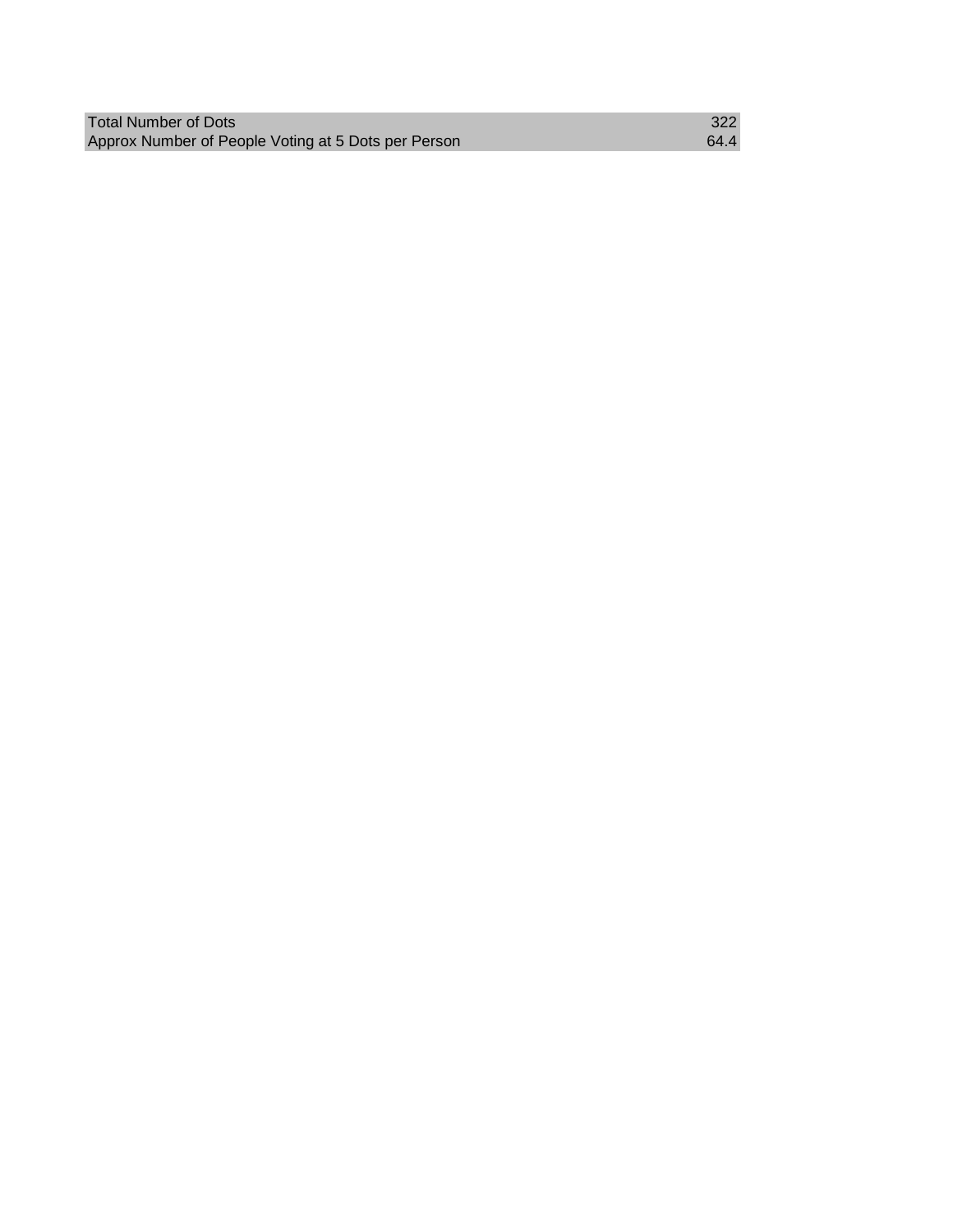| | |
|---|---|
| Total Number of Dots | 322 |
| Approx Number of People Voting at 5 Dots per Person | 64.4 |